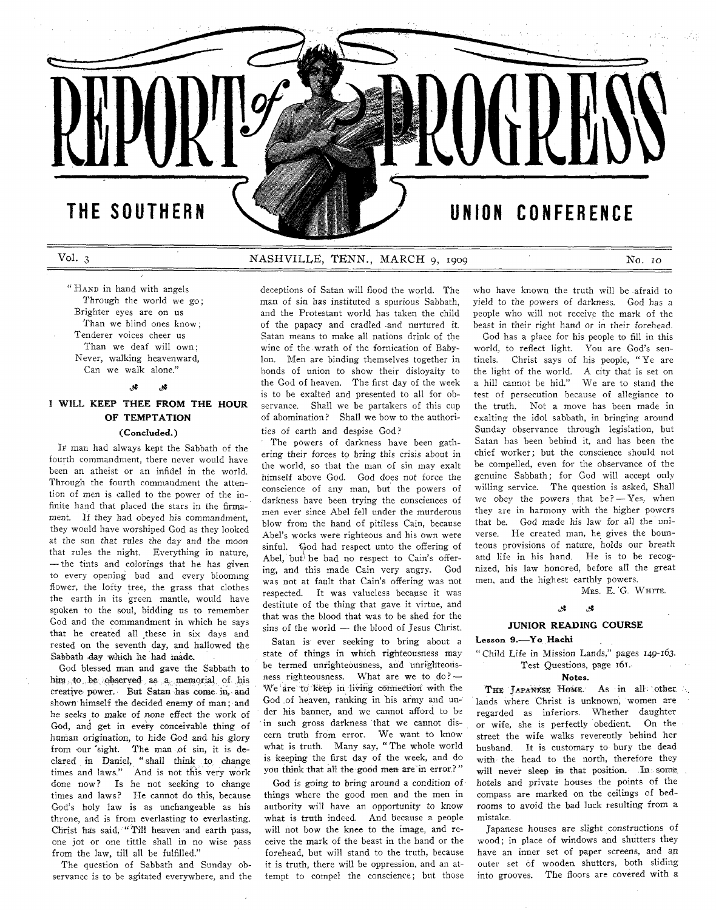# REPORT of PROGRESS

## THE SOUTHERN UNION CONFERENCE

Vol. 3 NASHVILLE, TENN., MARCH 9, 1909 No. 10

"HAND in hand with angels
Through the world we go;
Brighter eyes are on us
Than we blind ones know;
Tenderer voices cheer us
Than we deaf will own;
Never, walking heavenward,
Can we walk alone."

### I WILL KEEP THEE FROM THE HOUR OF TEMPTATION

#### (Concluded.)

IF man had always kept the Sabbath of the fourth commandment, there never would have been an atheist or an infidel in the world. Through the fourth commandment the attention of men is called to the power of the infinite hand that placed the stars in the firmament. If they had obeyed his commandment, they would have worshiped God as they looked at the sun that rules the day and the moon that rules the night. Everything in nature, — the tints and colorings that he has given to every opening bud and every blooming flower, the lofty tree, the grass that clothes the earth in its green mantle, would have spoken to the soul, bidding us to remember God and the commandment in which he says that he created all these in six days and rested on the seventh day, and hallowed the Sabbath day which he had made.

God blessed man and gave the Sabbath to him to be observed as a memorial of his creative power. But Satan has come in, and shown himself the decided enemy of man; and he seeks to make of none effect the work of God, and get in every conceivable thing of human origination, to hide God and his glory from our sight. The man of sin, it is declared in Daniel, "shall think to change times and laws." And is not this very work done now? Is he not seeking to change times and laws? He cannot do this, because God's holy law is as unchangeable as his throne, and is from everlasting to everlasting. Christ has said, "Till heaven and earth pass, one jot or one tittle shall in no wise pass from the law, till all be fulfilled."

The question of Sabbath and Sunday observance is to be agitated everywhere, and the deceptions of Satan will flood the world. The man of sin has instituted a spurious Sabbath, and the Protestant world has taken the child of the papacy and cradled and nurtured it. Satan means to make all nations drink of the wine of the wrath of the fornication of Babylon. Men are binding themselves together in bonds of union to show their disloyalty to the God of heaven. The first day of the week is to be exalted and presented to all for observance. Shall we be partakers of this cup of abomination? Shall we bow to the authorities of earth and despise God?

The powers of darkness have been gathering their forces to bring this crisis about in the world, so that the man of sin may exalt himself above God. God does not force the conscience of any man, but the powers of darkness have been trying the consciences of men ever since Abel fell under the murderous blow from the hand of pitiless Cain, because Abel's works were righteous and his own were sinful. God had respect unto the offering of Abel, but he had no respect to Cain's offering, and this made Cain very angry. God was not at fault that Cain's offering was not respected. It was valueless because it was destitute of the thing that gave it virtue, and that was the blood that was to be shed for the sins of the world — the blood of Jesus Christ.

Satan is ever seeking to bring about a state of things in which righteousness may be termed unrighteousness, and unrighteousness righteousness. What are we to do? — We are to keep in living connection with the God of heaven, ranking in his army and under his banner, and we cannot afford to be in such gross darkness that we cannot discern truth from error. We want to know what is truth. Many say, "The whole world is keeping the first day of the week, and do you think that all the good men are in error?"

God is going to bring around a condition of things where the good men and the men in authority will have an opportunity to know what is truth indeed. And because a people will not bow the knee to the image, and receive the mark of the beast in the hand or the forehead, but will stand to the truth, because it is truth, there will be oppression, and an attempt to compel the conscience; but those who have known the truth will be afraid to yield to the powers of darkness. God has a people who will not receive the mark of the beast in their right hand or in their forehead.

God has a place for his people to fill in this world, to reflect light. You are God's sentinels. Christ says of his people, "Ye are the light of the world. A city that is set on a hill cannot be hid." We are to stand the test of persecution because of allegiance to the truth. Not a move has been made in exalting the idol sabbath, in bringing around Sunday observance through legislation, but Satan has been behind it, and has been the chief worker; but the conscience should not be compelled, even for the observance of the genuine Sabbath; for God will accept only willing service. The question is asked, Shall we obey the powers that be? — Yes, when they are in harmony with the higher powers that be. God made his law for all the universe. He created man, he gives the bounteous provisions of nature, holds our breath and life in his hand. He is to be recognized, his law honored, before all the great men, and the highest earthly powers.

MRS. E. G. WHITE.

### JUNIOR READING COURSE

**Lesson 9.—Yo Hachi**

"Child Life in Mission Lands," pages 149-163.
Test Questions, page 161.

#### Notes.

THE JAPANESE HOME. As in all other lands where Christ is unknown, women are regarded as inferiors. Whether daughter or wife, she is perfectly obedient. On the street the wife walks reverently behind her husband. It is customary to bury the dead with the head to the north, therefore they will never sleep in that position. In some hotels and private houses the points of the compass are marked on the ceilings of bedrooms to avoid the bad luck resulting from a mistake.

Japanese houses are slight constructions of wood; in place of windows and shutters they have an inner set of paper screens, and an outer set of wooden shutters, both sliding into grooves. The floors are covered with a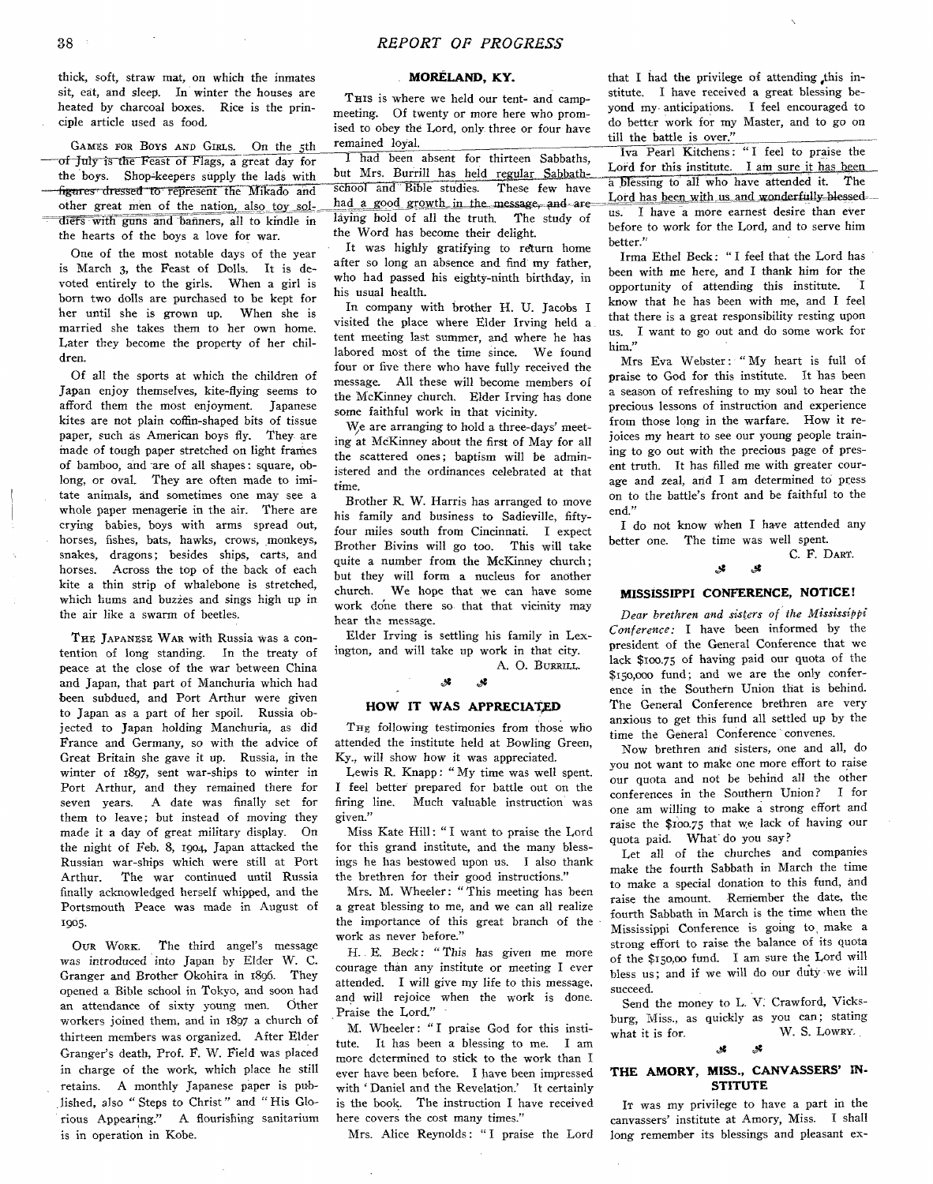thick, soft, straw mat, on which the inmates sit, eat, and sleep. In winter the houses are heated by charcoal boxes. Rice is the principle article used as food.

GAMES FOR BOYS AND GIRLS. On the 5th of July is the Feast of Flags, a great day for the boys. Shop-keepers supply the lads with figures dressed to represent the Mikado and other great men of the nation, also toy soldiers with guns and banners, all to kindle in the hearts of the boys a love for war.

One of the most notable days of the year is March 3, the Feast of Dolls. It is devoted entirely to the girls. When a girl is born two dolls are purchased to be kept for her until she is grown up. When she is married she takes them to her own home. Later they become the property of her children.

Of all the sports at which the children of Japan enjoy themselves, kite-flying seems to afford them the most enjoyment. Japanese kites are not plain coffin-shaped bits of tissue paper, such as American boys fly. They are made of tough paper stretched on light frames of bamboo, and are of all shapes: square, oblong, or oval. They are often made to imitate animals, and sometimes one may see a whole paper menagerie in the air. There are crying babies, boys with arms spread out, horses, fishes, bats, hawks, crows, monkeys, snakes, dragons; besides ships, carts, and horses. Across the top of the back of each kite a thin strip of whalebone is stretched, which hums and buzzes and sings high up in the air like a swarm of beetles.

THE JAPANESE WAR with Russia was a contention of long standing. In the treaty of peace at the close of the war between China and Japan, that part of Manchuria which had been subdued, and Port Arthur were given to Japan as a part of her spoil. Russia objected to Japan holding Manchuria, as did France and Germany, so with the advice of Great Britain she gave it up. Russia, in the winter of 1897, sent war-ships to winter in Port Arthur, and they remained there for seven years. A date was finally set for them to leave; but instead of moving they made it a day of great military display. On the night of Feb. 8, 1904, Japan attacked the Russian war-ships which were still at Port Arthur. The war continued until Russia finally acknowledged herself whipped, and the Portsmouth Peace was made in August of 1905.

OUR WORK. The third angel's message was introduced into Japan by Elder W. C. Granger and Brother Okohira in 1896. They opened a Bible school in Tokyo, and soon had an attendance of sixty young men. Other workers joined them, and in 1897 a church of thirteen members was organized. After Elder Granger's death, Prof. F. W. Field was placed in charge of the work, which place he still retains. A monthly Japanese paper is published, also "Steps to Christ" and "His Glorious Appearing." A flourishing sanitarium is in operation in Kobe.

## MORELAND, KY.

THIS is where we held our tent- and camp-meeting. Of twenty or more here who promised to obey the Lord, only three or four have remained loyal.

I had been absent for thirteen Sabbaths, but Mrs. Burrill has held regular Sabbath-school and Bible studies. These few have had a good growth in the message, and are laying hold of all the truth. The study of the Word has become their delight.

It was highly gratifying to return home after so long an absence and find my father, who had passed his eighty-ninth birthday, in his usual health.

In company with brother H. U. Jacobs I visited the place where Elder Irving held a tent meeting last summer, and where he has labored most of the time since. We found four or five there who have fully received the message. All these will become members of the McKinney church. Elder Irving has done some faithful work in that vicinity.

We are arranging to hold a three-days' meeting at McKinney about the first of May for all the scattered ones; baptism will be administered and the ordinances celebrated at that time.

Brother R. W. Harris has arranged to move his family and business to Sadieville, fifty-four miles south from Cincinnati. I expect Brother Bivins will go too. This will take quite a number from the McKinney church; but they will form a nucleus for another church. We hope that we can have some work done there so that that vicinity may hear the message.

Elder Irving is settling his family in Lexington, and will take up work in that city.

A. O. BURRILL.

## HOW IT WAS APPRECIATED

THE following testimonies from those who attended the institute held at Bowling Green, Ky., will show how it was appreciated.

Lewis R. Knapp: "My time was well spent. I feel better prepared for battle out on the firing line. Much valuable instruction was given."

Miss Kate Hill: "I want to praise the Lord for this grand institute, and the many blessings he has bestowed upon us. I also thank the brethren for their good instructions."

Mrs. M. Wheeler: "This meeting has been a great blessing to me, and we can all realize the importance of this great branch of the work as never before."

H. E. Beck: "This has given me more courage than any institute or meeting I ever attended. I will give my life to this message, and will rejoice when the work is done. Praise the Lord."

M. Wheeler: "I praise God for this institute. It has been a blessing to me. I am more determined to stick to the work than I ever have been before. I have been impressed with 'Daniel and the Revelation.' It certainly is the book. The instruction I have received here covers the cost many times."

Mrs. Alice Reynolds: "I praise the Lord that I had the privilege of attending this institute. I have received a great blessing beyond my anticipations. I feel encouraged to do better work for my Master, and to go on till the battle is over."

Iva Pearl Kitchens: "I feel to praise the Lord for this institute. I am sure it has been a blessing to all who have attended it. The Lord has been with us and wonderfully blessed us. I have a more earnest desire than ever before to work for the Lord, and to serve him better."

Irma Ethel Beck: "I feel that the Lord has been with me here, and I thank him for the opportunity of attending this institute. I know that he has been with me, and I feel that there is a great responsibility resting upon us. I want to go out and do some work for him."

Mrs Eva Webster: "My heart is full of praise to God for this institute. It has been a season of refreshing to my soul to hear the precious lessons of instruction and experience from those long in the warfare. How it rejoices my heart to see our young people training to go out with the precious page of present truth. It has filled me with greater courage and zeal, and I am determined to press on to the battle's front and be faithful to the end."

I do not know when I have attended any better one. The time was well spent.

C. F. DART.

## MISSISSIPPI CONFERENCE, NOTICE!

*Dear brethren and sisters of the Mississippi Conference:* I have been informed by the president of the General Conference that we lack $100.75 of having paid our quota of the $150,000 fund; and we are the only conference in the Southern Union that is behind. The General Conference brethren are very anxious to get this fund all settled up by the time the General Conference convenes.

Now brethren and sisters, one and all, do you not want to make one more effort to raise our quota and not be behind all the other conferences in the Southern Union? I for one am willing to make a strong effort and raise the $100.75 that we lack of having our quota paid. What do you say?

Let all of the churches and companies make the fourth Sabbath in March the time to make a special donation to this fund, and raise the amount. Remember the date, the fourth Sabbath in March is the time when the Mississippi Conference is going to make a strong effort to raise the balance of its quota of the $150,00 fund. I am sure the Lord will bless us; and if we will do our duty we will succeed.

Send the money to L. V. Crawford, Vicksburg, Miss., as quickly as you can; stating what it is for.

W. S. LOWRY.

## THE AMORY, MISS., CANVASSERS' INSTITUTE

IT was my privilege to have a part in the canvassers' institute at Amory, Miss. I shall long remember its blessings and pleasant ex-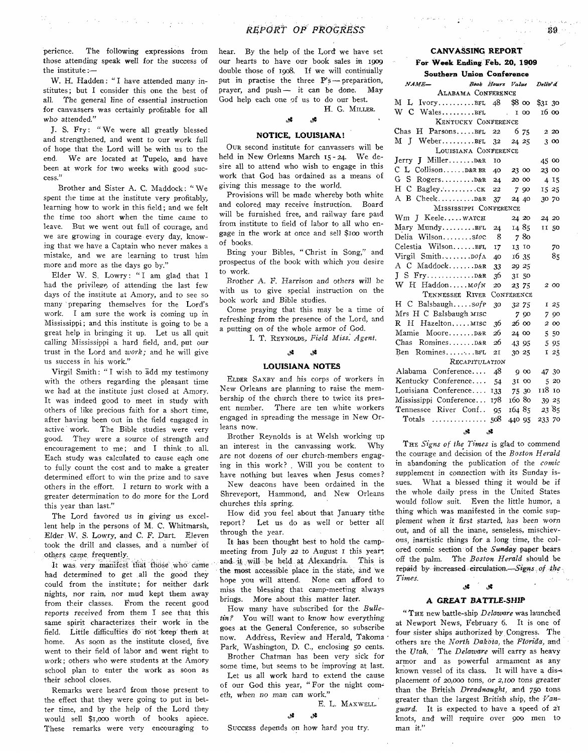perience. The following expressions from those attending speak well for the success of the institute:—

W. H. Hadden: "I have attended many institutes; but I consider this one the best of all. The general line of essential instruction for canvassers was certainly profitable for all who attended."

J. S. Fry: "We were all greatly blessed and strengthened, and went to our work full of hope that the Lord will be with us to the end. We are located at Tupelo, and have been at work for two weeks with good success."

Brother and Sister A. C. Maddock: "We spent the time at the institute very profitably, learning how to work in this field; and we felt the time too short when the time came to leave. But we went out full of courage, and we are growing in courage every day, knowing that we have a Captain who never makes a mistake, and we are learning to trust him more and more as the days go by."

Elder W. S. Lowry: "I am glad that I had the privilege of attending the last few days of the institute at Amory, and to see so many preparing themselves for the Lord's work. I am sure the work is coming up in Mississippi; and this institute is going to be a great help in bringing it up. Let us all quit calling Mississippi a hard field, and put our trust in the Lord and *work;* and he will give us success in his work."

Virgil Smith: "I wish to add my testimony with the others regarding the pleasant time we had at the institute just closed at Amory. It was indeed good to meet in study with others of like precious faith for a short time, after having been out in the field engaged in active work. The Bible studies were very good. They were a source of strength and encouragement to me; and I think to all. Each study was calculated to cause each one to fully count the cost and to make a greater determined effort to win the prize and to save others in the effort. I return to work with a greater determination to do more for the Lord this year than last."

The Lord favored us in giving us excellent help in the persons of M. C. Whitmarsh, Elder W. S. Lowry, and C. F. Dart. Eleven took the drill and classes, and a number of others came frequently.

It was very manifest that those who came had determined to get all the good they could from the institute; for neither dark nights, nor rain, nor mud kept them away from their classes. From the recent good reports received from them I see that this same spirit characterizes their work in the field. Little difficulties do not keep them at home. As soon as the institute closed, five went to their field of labor and went right to work; others who were students at the Amory school plan to enter the work as soon as their school closes.

Remarks were heard from those present to the effect that they were going to put in better time, and by the help of the Lord they would sell $1,000 worth of books apiece. These remarks were very encouraging to hear. By the help of the Lord we have set our hearts to have our book sales in 1909 double those of 1908. If we will continually put in practise the three P's — preparation, prayer, and push — it can be done. May God help each one of us to do our best.

H. G. MILLER.

## NOTICE, LOUISIANA!

OUR second institute for canvassers will be held in New Orleans March 15-24. We desire all to attend who wish to engage in this work that God has ordained as a means of giving this message to the world.

Provisions will be made whereby both white and colored may receive instruction. Board will be furnished free, and railway fare paid from institute to field of labor to all who engage in the work at once and sell $100 worth of books.

Bring your Bibles, "Christ in Song," and prospectus of the book with which you desire to work.

Brother A. F. Harrison and others will be with us to give special instruction on the book work and Bible studies.

Come praying that this may be a time of refreshing from the presence of the Lord, and a putting on of the whole armor of God.

I. T. REYNOLDS, *Field Miss. Agent.*

## LOUISIANA NOTES

ELDER SAXBY and his corps of workers in New Orleans are planning to raise the membership of the church there to twice its present number. There are ten white workers engaged in spreading the message in New Orleans now.

Brother Reynolds is at Welsh working up an interest in the canvassing work. Why are not dozens of our church-members engaging in this work? Will you be content to have nothing but leaves when Jesus comes?

New deacons have been ordained in the Shreveport, Hammond, and New Orleans churches this spring.

How did you feel about that January tithe report? Let us do as well or better all through the year.

It has been thought best to hold the camp-meeting from July 22 to August 1 this year, and it will be held at Alexandria. This is the most accessible place in the state, and we hope you will attend. None can afford to miss the blessing that camp-meeting always brings. More about this matter later.

How many have subscribed for the *Bulletin?* You will want to know how everything goes at the General Conference, so subscribe now. Address, Review and Herald, Takoma Park, Washington, D. C., enclosing 50 cents.

Brother Chatman has been very sick for some time, but seems to be improving at last.

Let us all work hard to extend the cause of our God this year, "For the night cometh, when no man can work."

E. L. MAXWELL.

SUCCESS depends on how hard you try.

## CANVASSING REPORT

### For Week Ending Feb. 20, 1909

### Southern Union Conference

| NAME— | Book | Hours | Value | Deliv'd |
|---|---|---|---|---|
| **ALABAMA CONFERENCE** | | | | |
| M L Ivory | BFL | 48 | $8 00 | $31 30 |
| W C Wales | BFL | | 1 00 | 16 00 |
| **KENTUCKY CONFERENCE** | | | | |
| Chas H Parsons | BFL | 22 | 6 75 | 2 20 |
| M J Weber | BFL | 32 | 24 25 | 3 00 |
| **LOUISIANA CONFERENCE** | | | | |
| Jerry J Miller | D&R | 10 | | 45 00 |
| C L Collison | D&R BR | 40 | 23 00 | 23 00 |
| G S Rogers | D&R | 24 | 20 00 | 4 15 |
| H C Bagley | CK | 22 | 7 90 | 15 25 |
| A B Cheek | D&R | 37 | 24 40 | 30 70 |
| **MISSISSIPPI CONFERENCE** | | | | |
| Wm J Keele | WATCH | | 24 20 | 24 20 |
| Mary Mundy | BFL | 24 | 14 85 | 11 50 |
| Delia Wilson | stoc | 8 | 7 80 | |
| Celestia Wilson | BFL | 17 | 13 10 | 70 |
| Virgil Smith | DofA | 40 | 16 35 | 85 |
| A C Maddock | D&R | 33 | 29 25 | |
| J S Fry | D&R | 36 | 31 50 | |
| W H Haddon | MofN | 20 | 23 75 | 2 00 |
| **TENNESSEE RIVER CONFERENCE** | | | | |
| H C Balsbaugh | SofP | 30 | 32 75 | 1 25 |
| Mrs H C Balsbaugh | MISC | | 7 90 | 7 90 |
| R H Hazelton | MISC | 36 | 26 00 | 2 00 |
| Mamie Moore | D&R | 26 | 24 00 | 5 50 |
| Chas Romines | D&R | 26 | 43 95 | 5 95 |
| Ben Romines | BFL | 21 | 30 25 | 1 25 |
| **RECAPITULATION** | | | | |
| Alabama Conference | | 48 | 9 00 | 47 30 |
| Kentucky Conference | | 54 | 31 00 | 5 20 |
| Louisiana Conference | | 133 | 75 30 | 118 10 |
| Mississippi Conference | | 178 | 160 80 | 39 25 |
| Tennessee River Conf. | | 95 | 164 85 | 23 85 |
| Totals | | 508 | 440 95 | 233 70 |

THE *Signs of the Times* is glad to commend the courage and decision of the *Boston Herald* in abandoning the publication of the *comic* supplement in connection with its Sunday issues. What a blessed thing it would be if the whole daily press in the United States would follow suit. Even the little humor, a thing which was manifested in the comic supplement when it first started, has been worn out, and of all the inane, senseless, mischievous, inartistic things for a long time, the colored comic section of the *Sunday* paper bears off the palm. The *Boston Herald* should be repaid by increased circulation.—*Signs of the Times.*

## A GREAT BATTLE-SHIP

"THE new battle-ship *Delaware* was launched at Newport News, February 6. It is one of four sister ships authorized by Congress. The others are the *North Dakota,* the *Florida,* and the *Utah.* The *Delaware* will carry as heavy armor and as powerful armament as any known vessel of its class. It will have a displacement of 20,000 tons, or 2,100 tons greater than the British *Dreadnaught,* and 750 tons greater than the largest British ship, the *Vanguard.* It is expected to have a speed of 21 knots, and will require over 900 men to man it."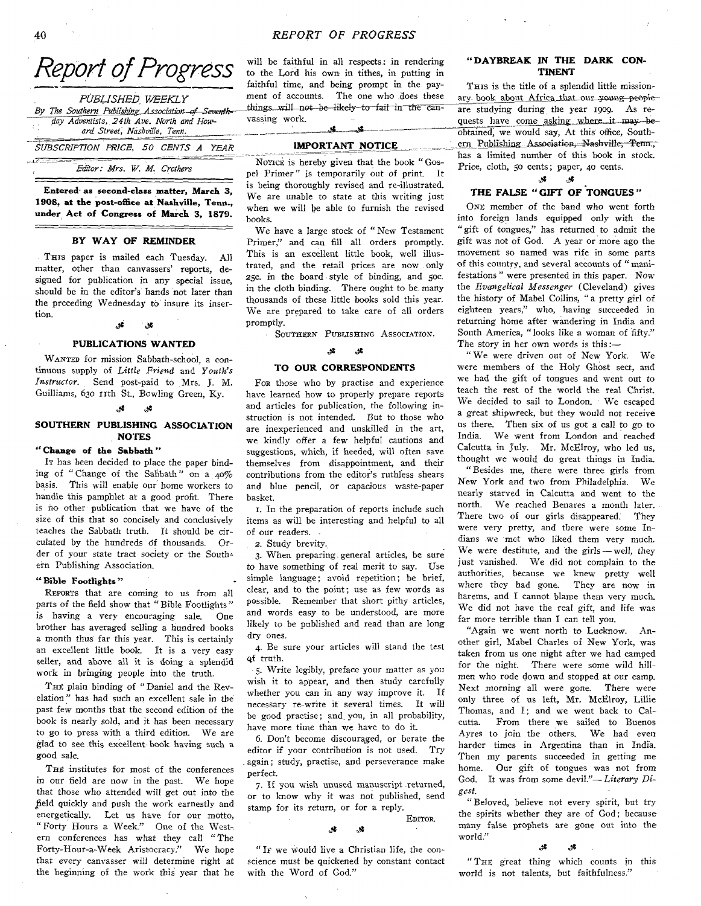# Report of Progress

*PUBLISHED WEEKLY*

*By The Southern Publishing Association of Seventh-day Adventists, 24th Ave. North and Howard Street, Nashville, Tenn.*

*SUBSCRIPTION PRICE, 50 CENTS A YEAR*

*Editor: Mrs. W. M. Crothers*

**Entered as second-class matter, March 3, 1908, at the post-office at Nashville, Tenn., under Act of Congress of March 3, 1879.**

## BY WAY OF REMINDER

THIS paper is mailed each Tuesday. All matter, other than canvassers' reports, designed for publication in any special issue, should be in the editor's hands not later than the preceding Wednesday to insure its insertion.

## PUBLICATIONS WANTED

WANTED for mission Sabbath-school, a continuous supply of *Little Friend* and *Youth's Instructor*. Send post-paid to Mrs. J. M. Guilliams, 630 11th St., Bowling Green, Ky.

## SOUTHERN PUBLISHING ASSOCIATION NOTES

### "Change of the Sabbath"

IT has been decided to place the paper binding of "Change of the Sabbath" on a 40% basis. This will enable our home workers to handle this pamphlet at a good profit. There is no other publication that we have of the size of this that so concisely and conclusively teaches the Sabbath truth. It should be circulated by the hundreds of thousands. Order of your state tract society or the Southern Publishing Association.

### "Bible Footlights"

REPORTS that are coming to us from all parts of the field show that "Bible Footlights" is having a very encouraging sale. One brother has averaged selling a hundred books a month thus far this year. This is certainly an excellent little book. It is a very easy seller, and above all it is doing a splendid work in bringing people into the truth.

THE plain binding of "Daniel and the Revelation" has had such an excellent sale in the past few months that the second edition of the book is nearly sold, and it has been necessary to go to press with a third edition. We are glad to see this excellent book having such a good sale.

THE institutes for most of the conferences in our field are now in the past. We hope that those who attended will get out into the field quickly and push the work earnestly and energetically. Let us have for our motto, "Forty Hours a Week." One of the Western conferences has what they call "The Forty-Hour-a-Week Aristocracy." We hope that every canvasser will determine right at the beginning of the work this year that he will be faithful in all respects: in rendering to the Lord his own in tithes, in putting in faithful time, and being prompt in the payment of accounts. The one who does these things will not be likely to fail in the canvassing work.

## IMPORTANT NOTICE

NOTICE is hereby given that the book "Gospel Primer" is temporarily out of print. It is being thoroughly revised and re-illustrated. We are unable to state at this writing just when we will be able to furnish the revised books.

We have a large stock of "New Testament Primer," and can fill all orders promptly. This is an excellent little book, well illustrated, and the retail prices are now only 25c. in the board style of binding, and 50c. in the cloth binding. There ought to be many thousands of these little books sold this year. We are prepared to take care of all orders promptly.

SOUTHERN PUBLISHING ASSOCIATION.

## TO OUR CORRESPONDENTS

FOR those who by practise and experience have learned how to properly prepare reports and articles for publication, the following instruction is not intended. But to those who are inexperienced and unskilled in the art, we kindly offer a few helpful cautions and suggestions, which, if heeded, will often save themselves from disappointment, and their contributions from the editor's ruthless shears and blue pencil, or capacious waste-paper basket.

1. In the preparation of reports include such items as will be interesting and helpful to all of our readers.

2. Study brevity.

3. When preparing general articles, be sure to have something of real merit to say. Use simple language; avoid repetition; be brief, clear, and to the point; use as few words as possible. Remember that short pithy articles, and words easy to be understood, are more likely to be published and read than are long dry ones.

4. Be sure your articles will stand the test of truth.

5. Write legibly, preface your matter as you wish it to appear, and then study carefully whether you can in any way improve it. If necessary re-write it several times. It will be good practise; and you, in all probability, have more time than we have to do it.

6. Don't become discouraged, or berate the editor if your contribution is not used. Try again; study, practise, and perseverance make perfect.

7. If you wish unused manuscript returned, or to know why it was not published, send stamp for its return, or for a reply.

EDITOR.

"IF we would live a Christian life, the conscience must be quickened by constant contact with the Word of God."

## "DAYBREAK IN THE DARK CONTINENT"

THIS is the title of a splendid little missionary book about Africa that our young people are studying during the year 1909. As requests have come asking where it may be obtained, we would say, At this office, Southern Publishing Association, Nashville, Tenn., has a limited number of this book in stock. Price, cloth, 50 cents; paper, 40 cents.

## THE FALSE "GIFT OF TONGUES"

ONE member of the band who went forth into foreign lands equipped only with the "gift of tongues," has returned to admit the gift was not of God. A year or more ago the movement so named was rife in some parts of this country, and several accounts of "manifestations" were presented in this paper. Now the *Evangelical Messenger* (Cleveland) gives the history of Mabel Collins, "a pretty girl of eighteen years," who, having succeeded in returning home after wandering in India and South America, "looks like a woman of fifty." The story in her own words is this:—

"We were driven out of New York. We were members of the Holy Ghost sect, and we had the gift of tongues and went out to teach the rest of the world the real Christ. We decided to sail to London. We escaped a great shipwreck, but they would not receive us there. Then six of us got a call to go to India. We went from London and reached Calcutta in July. Mr. McElroy, who led us, thought we would do great things in India.

"Besides me, there were three girls from New York and two from Philadelphia. We nearly starved in Calcutta and went to the north. We reached Benares a month later. There two of our girls disappeared. They were very pretty, and there were some Indians we met who liked them very much. We were destitute, and the girls — well, they just vanished. We did not complain to the authorities, because we knew pretty well where they had gone. They are now in harems, and I cannot blame them very much. We did not have the real gift, and life was far more terrible than I can tell you.

"Again we went north to Lucknow. Another girl, Mabel Charles of New York, was taken from us one night after we had camped for the night. There were some wild hillmen who rode down and stopped at our camp. Next morning all were gone. There were only three of us left, Mr. McElroy, Lillie Thomas, and I; and we went back to Calcutta. From there we sailed to Buenos Ayres to join the others. We had even harder times in Argentina than in India. Then my parents succeeded in getting me home. Our gift of tongues was not from God. It was from some devil."—*Literary Digest.*

"Beloved, believe not every spirit, but try the spirits whether they are of God; because many false prophets are gone out into the world."

"THE great thing which counts in this world is not talents, but faithfulness."